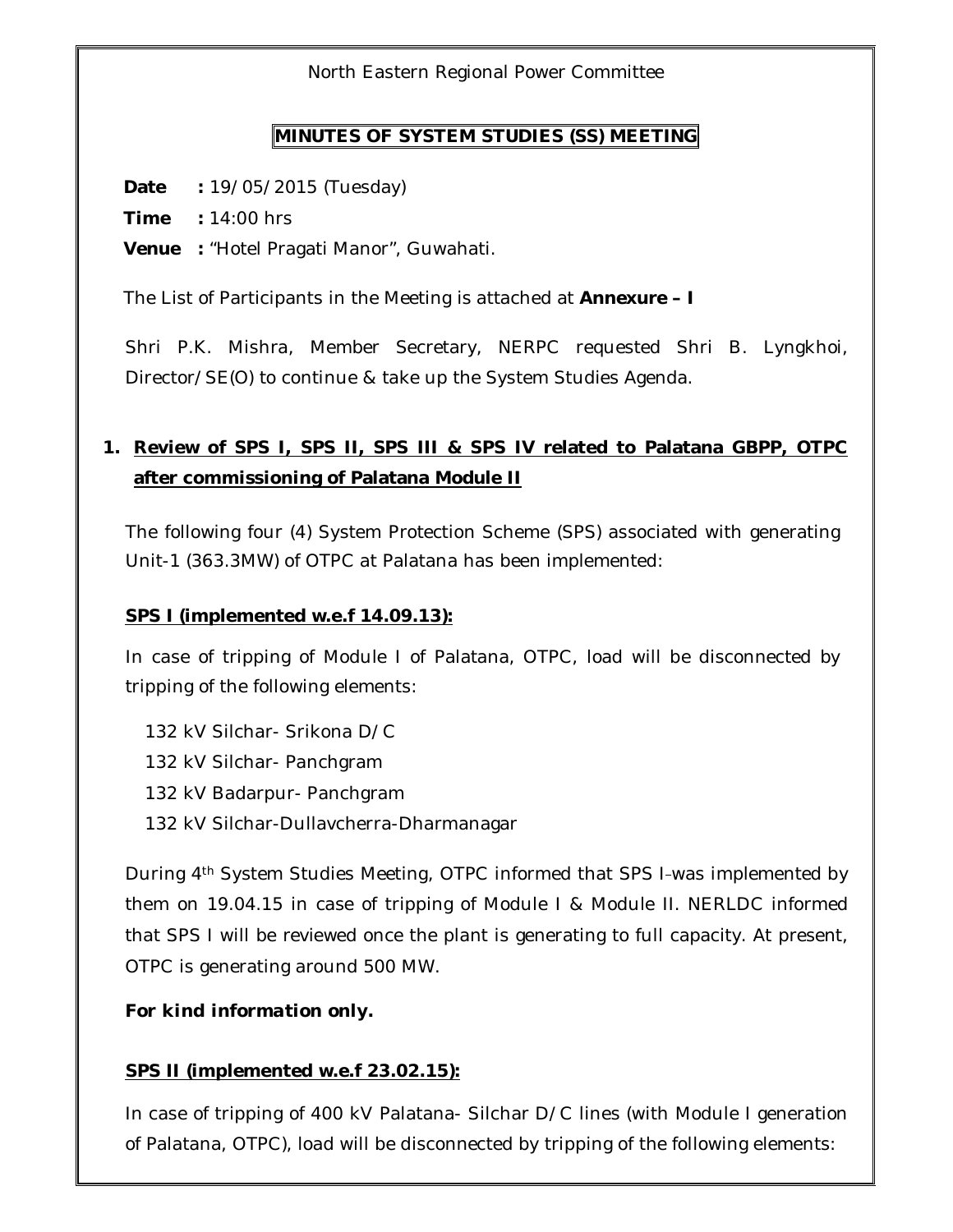North Eastern Regional Power Committee

# MINUTES OF SYSTEM STUDIES (SS) MEETING

**Date** **:** 19/05/2015 (Tuesday)

**Time** **:** 14:00 hrs

**Venue** **:** "Hotel Pragati Manor", Guwahati.

The List of Participants in the Meeting is attached at **Annexure – I**

Shri P.K. Mishra, Member Secretary, NERPC requested Shri B. Lyngkhoi, Director/SE(O) to continue & take up the System Studies Agenda.

## 1. Review of SPS I, SPS II, SPS III & SPS IV related to Palatana GBPP, OTPC after commissioning of Palatana Module II

The following four (4) System Protection Scheme (SPS) associated with generating Unit-1 (363.3MW) of OTPC at Palatana has been implemented:

**SPS I (implemented w.e.f 14.09.13):**

In case of tripping of Module I of Palatana, OTPC, load will be disconnected by tripping of the following elements:

- 132 kV Silchar- Srikona D/C
- 132 kV Silchar- Panchgram
- 132 kV Badarpur- Panchgram
- 132 kV Silchar-Dullavcherra-Dharmanagar

During 4th System Studies Meeting, OTPC informed that SPS I was implemented by them on 19.04.15 in case of tripping of Module I & Module II. NERLDC informed that SPS I will be reviewed once the plant is generating to full capacity. At present, OTPC is generating around 500 MW.

***For kind information only.***

**SPS II (implemented w.e.f 23.02.15):**

In case of tripping of 400 kV Palatana- Silchar D/C lines (with Module I generation of Palatana, OTPC), load will be disconnected by tripping of the following elements: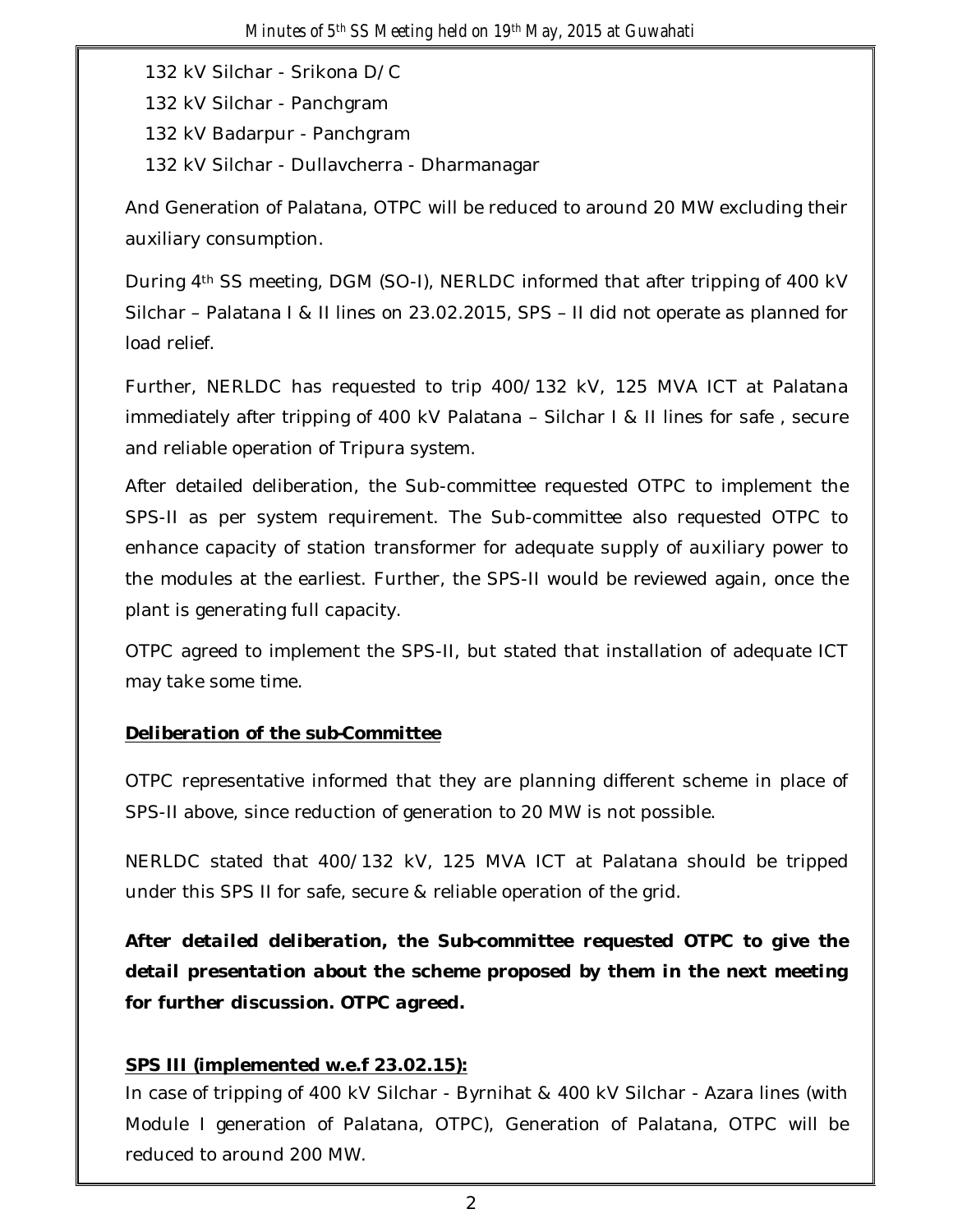132 kV Silchar - Srikona D/C

132 kV Silchar - Panchgram

132 kV Badarpur - Panchgram

132 kV Silchar - Dullavcherra - Dharmanagar

And Generation of Palatana, OTPC will be reduced to around 20 MW excluding their auxiliary consumption.

During 4th SS meeting, DGM (SO-I), NERLDC informed that after tripping of 400 kV Silchar – Palatana I & II lines on 23.02.2015, SPS – II did not operate as planned for load relief.

Further, NERLDC has requested to trip 400/132 kV, 125 MVA ICT at Palatana immediately after tripping of 400 kV Palatana – Silchar I & II lines for safe , secure and reliable operation of Tripura system.

After detailed deliberation, the Sub-committee requested OTPC to implement the SPS-II as per system requirement. The Sub-committee also requested OTPC to enhance capacity of station transformer for adequate supply of auxiliary power to the modules at the earliest. Further, the SPS-II would be reviewed again, once the plant is generating full capacity.

OTPC agreed to implement the SPS-II, but stated that installation of adequate ICT may take some time.

***<u>Deliberation of the sub-Committee</u>***

OTPC representative informed that they are planning different scheme in place of SPS-II above, since reduction of generation to 20 MW is not possible.

NERLDC stated that 400/132 kV, 125 MVA ICT at Palatana should be tripped under this SPS II for safe, secure & reliable operation of the grid.

***After detailed deliberation, the Sub-committee requested OTPC to give the detail presentation about the scheme proposed by them in the next meeting for further discussion. OTPC agreed.***

**<u>SPS III (implemented w.e.f 23.02.15):</u>**

In case of tripping of 400 kV Silchar - Byrnihat & 400 kV Silchar - Azara lines (with Module I generation of Palatana, OTPC), Generation of Palatana, OTPC will be reduced to around 200 MW.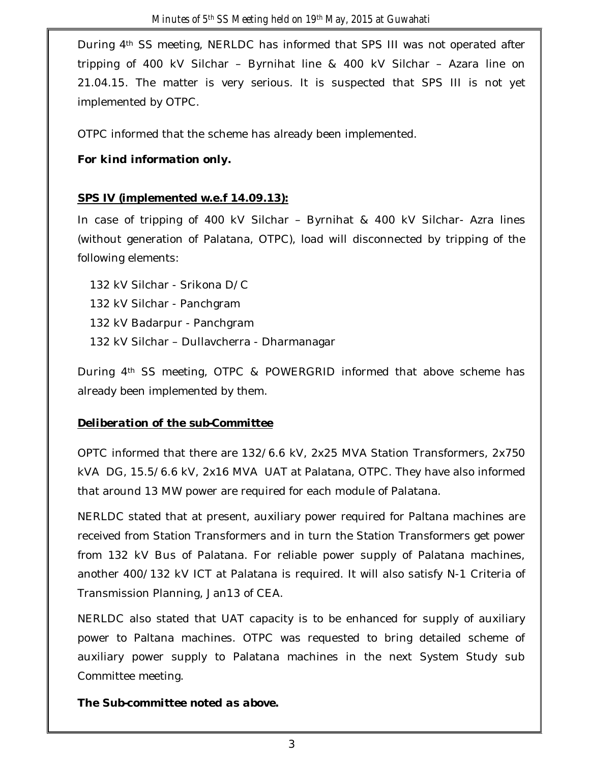During 4th SS meeting, NERLDC has informed that SPS III was not operated after tripping of 400 kV Silchar – Byrnihat line & 400 kV Silchar – Azara line on 21.04.15. The matter is very serious. It is suspected that SPS III is not yet implemented by OTPC.

OTPC informed that the scheme has already been implemented.

***For kind information only.***

**SPS IV (implemented w.e.f 14.09.13):**

In case of tripping of 400 kV Silchar – Byrnihat & 400 kV Silchar- Azra lines (without generation of Palatana, OTPC), load will disconnected by tripping of the following elements:

- 132 kV Silchar - Srikona D/C
- 132 kV Silchar - Panchgram
- 132 kV Badarpur - Panchgram
- 132 kV Silchar – Dullavcherra - Dharmanagar

During 4th SS meeting, OTPC & POWERGRID informed that above scheme has already been implemented by them.

***Deliberation of the sub-Committee***

OPTC informed that there are 132/6.6 kV, 2x25 MVA Station Transformers, 2x750 kVA DG, 15.5/6.6 kV, 2x16 MVA UAT at Palatana, OTPC. They have also informed that around 13 MW power are required for each module of Palatana.

NERLDC stated that at present, auxiliary power required for Paltana machines are received from Station Transformers and in turn the Station Transformers get power from 132 kV Bus of Palatana. For reliable power supply of Palatana machines, another 400/132 kV ICT at Palatana is required. It will also satisfy N-1 Criteria of Transmission Planning, Jan13 of CEA.

NERLDC also stated that UAT capacity is to be enhanced for supply of auxiliary power to Paltana machines. OTPC was requested to bring detailed scheme of auxiliary power supply to Palatana machines in the next System Study sub Committee meeting.

***The Sub-committee noted as above.***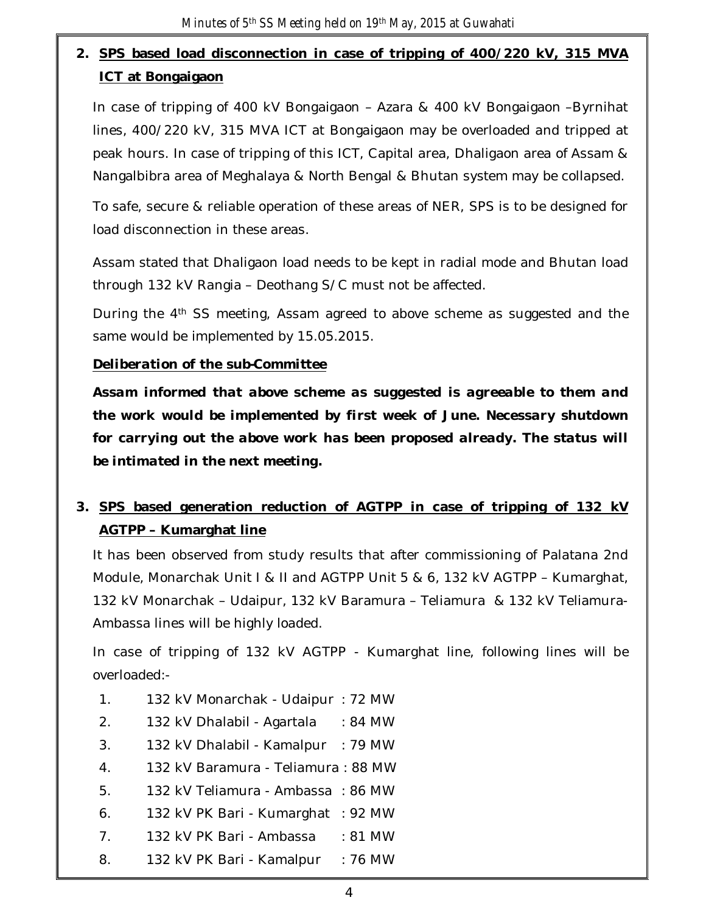## 2. SPS based load disconnection in case of tripping of 400/220 kV, 315 MVA ICT at Bongaigaon

In case of tripping of 400 kV Bongaigaon – Azara & 400 kV Bongaigaon –Byrnihat lines, 400/220 kV, 315 MVA ICT at Bongaigaon may be overloaded and tripped at peak hours. In case of tripping of this ICT, Capital area, Dhaligaon area of Assam & Nangalbibra area of Meghalaya & North Bengal & Bhutan system may be collapsed.

To safe, secure & reliable operation of these areas of NER, SPS is to be designed for load disconnection in these areas.

Assam stated that Dhaligaon load needs to be kept in radial mode and Bhutan load through 132 kV Rangia – Deothang S/C must not be affected.

During the 4th SS meeting, Assam agreed to above scheme as suggested and the same would be implemented by 15.05.2015.

***Deliberation of the sub-Committee***

***Assam informed that above scheme as suggested is agreeable to them and the work would be implemented by first week of June. Necessary shutdown for carrying out the above work has been proposed already. The status will be intimated in the next meeting.***

## 3. SPS based generation reduction of AGTPP in case of tripping of 132 kV AGTPP – Kumarghat line

It has been observed from study results that after commissioning of Palatana 2nd Module, Monarchak Unit I & II and AGTPP Unit 5 & 6, 132 kV AGTPP – Kumarghat, 132 kV Monarchak – Udaipur, 132 kV Baramura – Teliamura & 132 kV Teliamura-Ambassa lines will be highly loaded.

In case of tripping of 132 kV AGTPP - Kumarghat line, following lines will be overloaded:-

1. 132 kV Monarchak - Udaipur : 72 MW
2. 132 kV Dhalabil - Agartala : 84 MW
3. 132 kV Dhalabil - Kamalpur : 79 MW
4. 132 kV Baramura - Teliamura : 88 MW
5. 132 kV Teliamura - Ambassa : 86 MW
6. 132 kV PK Bari - Kumarghat : 92 MW
7. 132 kV PK Bari - Ambassa : 81 MW
8. 132 kV PK Bari - Kamalpur : 76 MW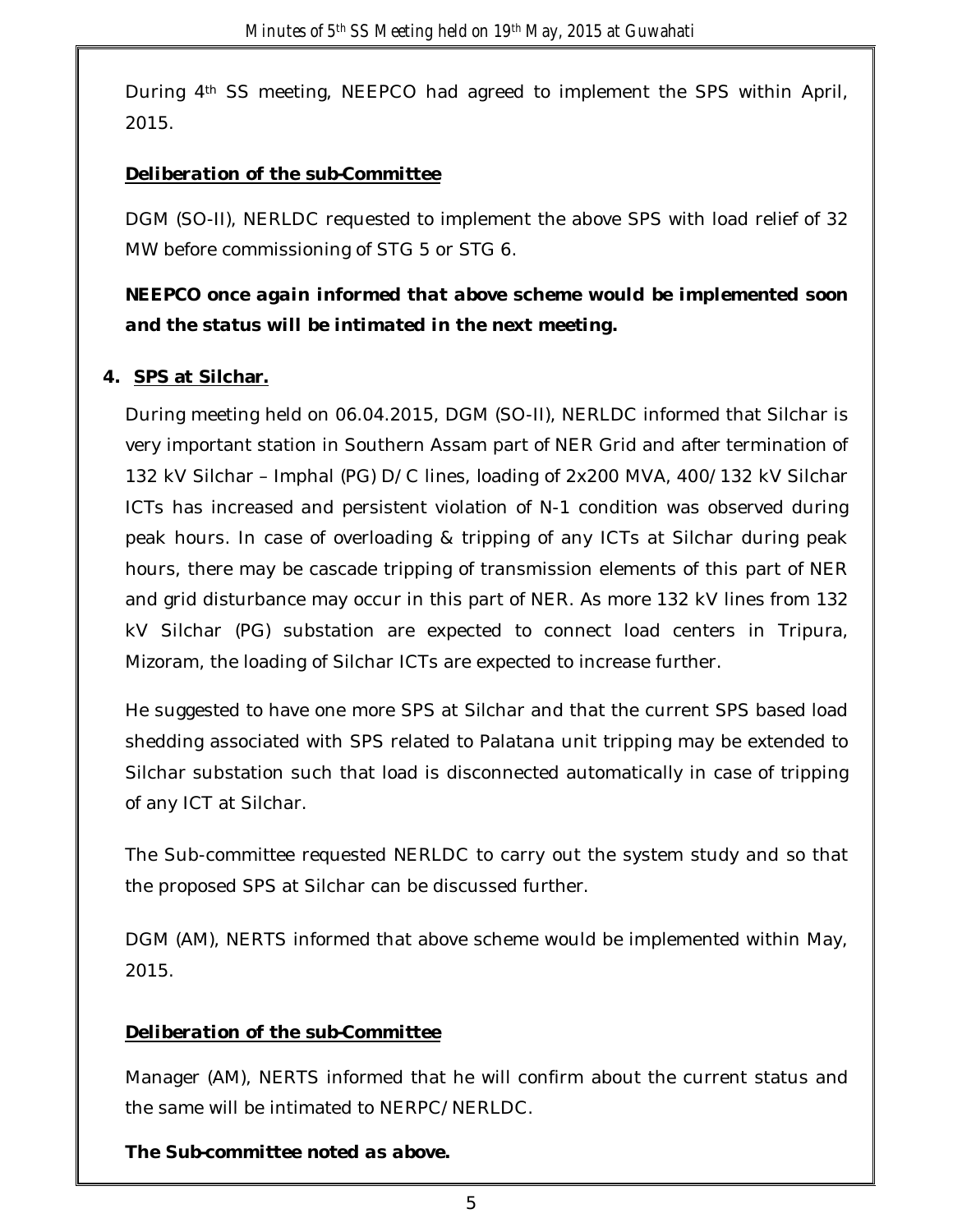During 4th SS meeting, NEEPCO had agreed to implement the SPS within April, 2015.

***Deliberation of the sub-Committee***

DGM (SO-II), NERLDC requested to implement the above SPS with load relief of 32 MW before commissioning of STG 5 or STG 6.

***NEEPCO once again informed that above scheme would be implemented soon and the status will be intimated in the next meeting.***

**4. SPS at Silchar.**

During meeting held on 06.04.2015, DGM (SO-II), NERLDC informed that Silchar is very important station in Southern Assam part of NER Grid and after termination of 132 kV Silchar – Imphal (PG) D/C lines, loading of 2x200 MVA, 400/132 kV Silchar ICTs has increased and persistent violation of N-1 condition was observed during peak hours. In case of overloading & tripping of any ICTs at Silchar during peak hours, there may be cascade tripping of transmission elements of this part of NER and grid disturbance may occur in this part of NER. As more 132 kV lines from 132 kV Silchar (PG) substation are expected to connect load centers in Tripura, Mizoram, the loading of Silchar ICTs are expected to increase further.

He suggested to have one more SPS at Silchar and that the current SPS based load shedding associated with SPS related to Palatana unit tripping may be extended to Silchar substation such that load is disconnected automatically in case of tripping of any ICT at Silchar.

The Sub-committee requested NERLDC to carry out the system study and so that the proposed SPS at Silchar can be discussed further.

DGM (AM), NERTS informed that above scheme would be implemented within May, 2015.

***Deliberation of the sub-Committee***

Manager (AM), NERTS informed that he will confirm about the current status and the same will be intimated to NERPC/NERLDC.

***The Sub-committee noted as above.***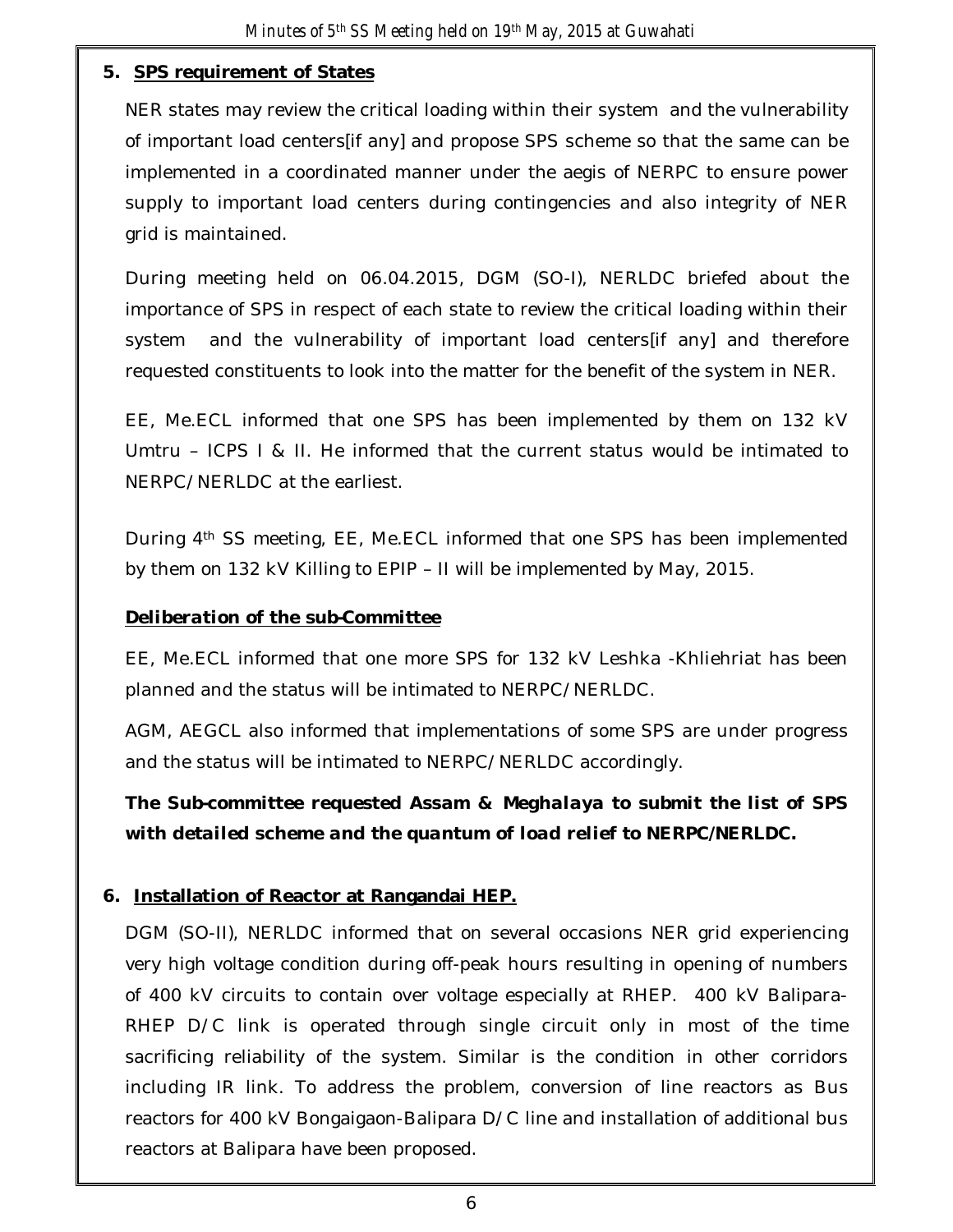## 5. SPS requirement of States

NER states may review the critical loading within their system and the vulnerability of important load centers[if any] and propose SPS scheme so that the same can be implemented in a coordinated manner under the aegis of NERPC to ensure power supply to important load centers during contingencies and also integrity of NER grid is maintained.

During meeting held on 06.04.2015, DGM (SO-I), NERLDC briefed about the importance of SPS in respect of each state to review the critical loading within their system and the vulnerability of important load centers[if any] and therefore requested constituents to look into the matter for the benefit of the system in NER.

EE, Me.ECL informed that one SPS has been implemented by them on 132 kV Umtru – ICPS I & II. He informed that the current status would be intimated to NERPC/NERLDC at the earliest.

During 4th SS meeting, EE, Me.ECL informed that one SPS has been implemented by them on 132 kV Killing to EPIP – II will be implemented by May, 2015.

***Deliberation of the sub-Committee***

EE, Me.ECL informed that one more SPS for 132 kV Leshka -Khliehriat has been planned and the status will be intimated to NERPC/NERLDC.

AGM, AEGCL also informed that implementations of some SPS are under progress and the status will be intimated to NERPC/NERLDC accordingly.

***The Sub-committee requested Assam & Meghalaya to submit the list of SPS with detailed scheme and the quantum of load relief to NERPC/NERLDC.***

## 6. Installation of Reactor at Rangandai HEP.

DGM (SO-II), NERLDC informed that on several occasions NER grid experiencing very high voltage condition during off-peak hours resulting in opening of numbers of 400 kV circuits to contain over voltage especially at RHEP. 400 kV Balipara-RHEP D/C link is operated through single circuit only in most of the time sacrificing reliability of the system. Similar is the condition in other corridors including IR link. To address the problem, conversion of line reactors as Bus reactors for 400 kV Bongaigaon-Balipara D/C line and installation of additional bus reactors at Balipara have been proposed.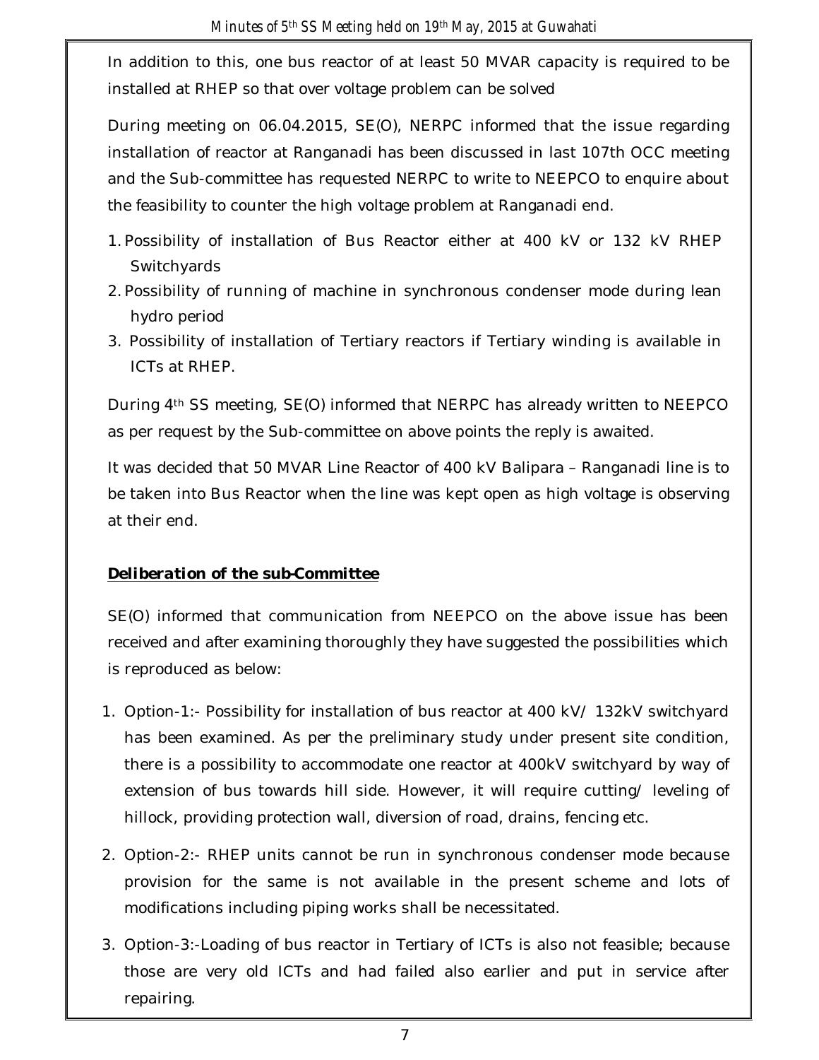In addition to this, one bus reactor of at least 50 MVAR capacity is required to be installed at RHEP so that over voltage problem can be solved

During meeting on 06.04.2015, SE(O), NERPC informed that the issue regarding installation of reactor at Ranganadi has been discussed in last 107th OCC meeting and the Sub-committee has requested NERPC to write to NEEPCO to enquire about the feasibility to counter the high voltage problem at Ranganadi end.

1. Possibility of installation of Bus Reactor either at 400 kV or 132 kV RHEP Switchyards
2. Possibility of running of machine in synchronous condenser mode during lean hydro period
3. Possibility of installation of Tertiary reactors if Tertiary winding is available in ICTs at RHEP.

During 4th SS meeting, SE(O) informed that NERPC has already written to NEEPCO as per request by the Sub-committee on above points the reply is awaited.

It was decided that 50 MVAR Line Reactor of 400 kV Balipara – Ranganadi line is to be taken into Bus Reactor when the line was kept open as high voltage is observing at their end.

***Deliberation of the sub-Committee***

SE(O) informed that communication from NEEPCO on the above issue has been received and after examining thoroughly they have suggested the possibilities which is reproduced as below:

1. Option-1:- Possibility for installation of bus reactor at 400 kV/ 132kV switchyard has been examined. As per the preliminary study under present site condition, there is a possibility to accommodate one reactor at 400kV switchyard by way of extension of bus towards hill side. However, it will require cutting/ leveling of hillock, providing protection wall, diversion of road, drains, fencing etc.
2. Option-2:- RHEP units cannot be run in synchronous condenser mode because provision for the same is not available in the present scheme and lots of modifications including piping works shall be necessitated.
3. Option-3:-Loading of bus reactor in Tertiary of ICTs is also not feasible; because those are very old ICTs and had failed also earlier and put in service after repairing.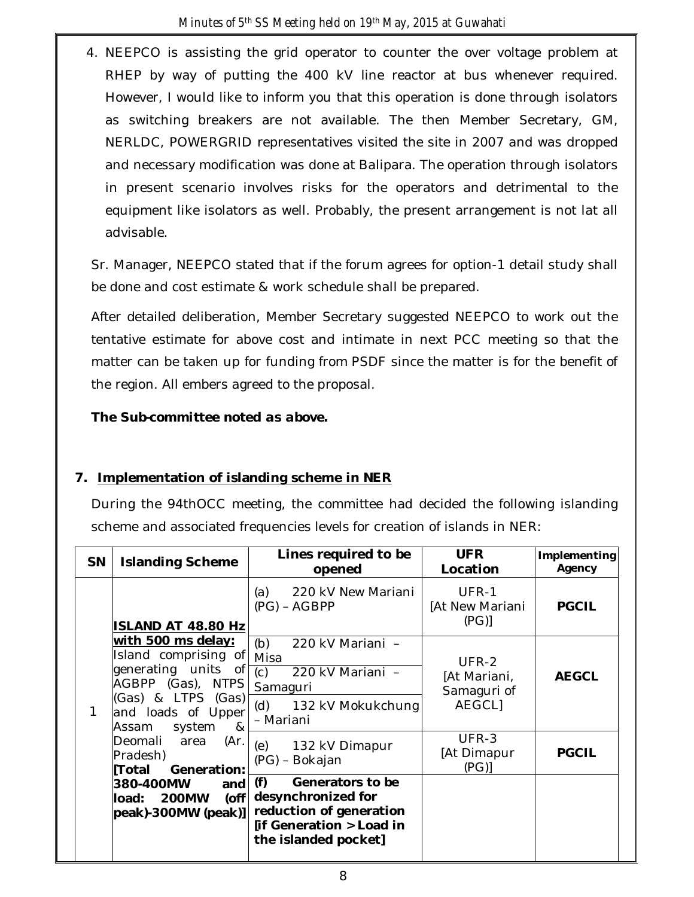4. NEEPCO is assisting the grid operator to counter the over voltage problem at RHEP by way of putting the 400 kV line reactor at bus whenever required. However, I would like to inform you that this operation is done through isolators as switching breakers are not available. The then Member Secretary, GM, NERLDC, POWERGRID representatives visited the site in 2007 and was dropped and necessary modification was done at Balipara. The operation through isolators in present scenario involves risks for the operators and detrimental to the equipment like isolators as well. Probably, the present arrangement is not lat all advisable.

Sr. Manager, NEEPCO stated that if the forum agrees for option-1 detail study shall be done and cost estimate & work schedule shall be prepared.

After detailed deliberation, Member Secretary suggested NEEPCO to work out the tentative estimate for above cost and intimate in next PCC meeting so that the matter can be taken up for funding from PSDF since the matter is for the benefit of the region. All embers agreed to the proposal.

***The Sub-committee noted as above.***

## 7. Implementation of islanding scheme in NER

During the 94thOCC meeting, the committee had decided the following islanding scheme and associated frequencies levels for creation of islands in NER:

| SN | Islanding Scheme | Lines required to be opened | UFR Location | Implementing Agency |
|---|---|---|---|---|
| 1 | **ISLAND AT 48.80 Hz with 500 ms delay:** Island comprising of generating units of AGBPP (Gas), NTPS (Gas) & LTPS (Gas) and loads of Upper Assam system & Deomali area (Ar. Pradesh) **[Total Generation: 380-400MW and load: 200MW (off peak)-300MW (peak)]** | (a) 220 kV New Mariani (PG) – AGBPP | UFR-1 [At New Mariani (PG)] | **PGCIL** |
| | | (b) 220 kV Mariani – Misa | UFR-2 [At Mariani, Samaguri of AEGCL] | **AEGCL** |
| | | (c) 220 kV Mariani – Samaguri | | |
| | | (d) 132 kV Mokukchung – Mariani | | |
| | | (e) 132 kV Dimapur (PG) – Bokajan | UFR-3 [At Dimapur (PG)] | **PGCIL** |
| | | **(f) Generators to be desynchronized for reduction of generation [if Generation > Load in the islanded pocket]** | | |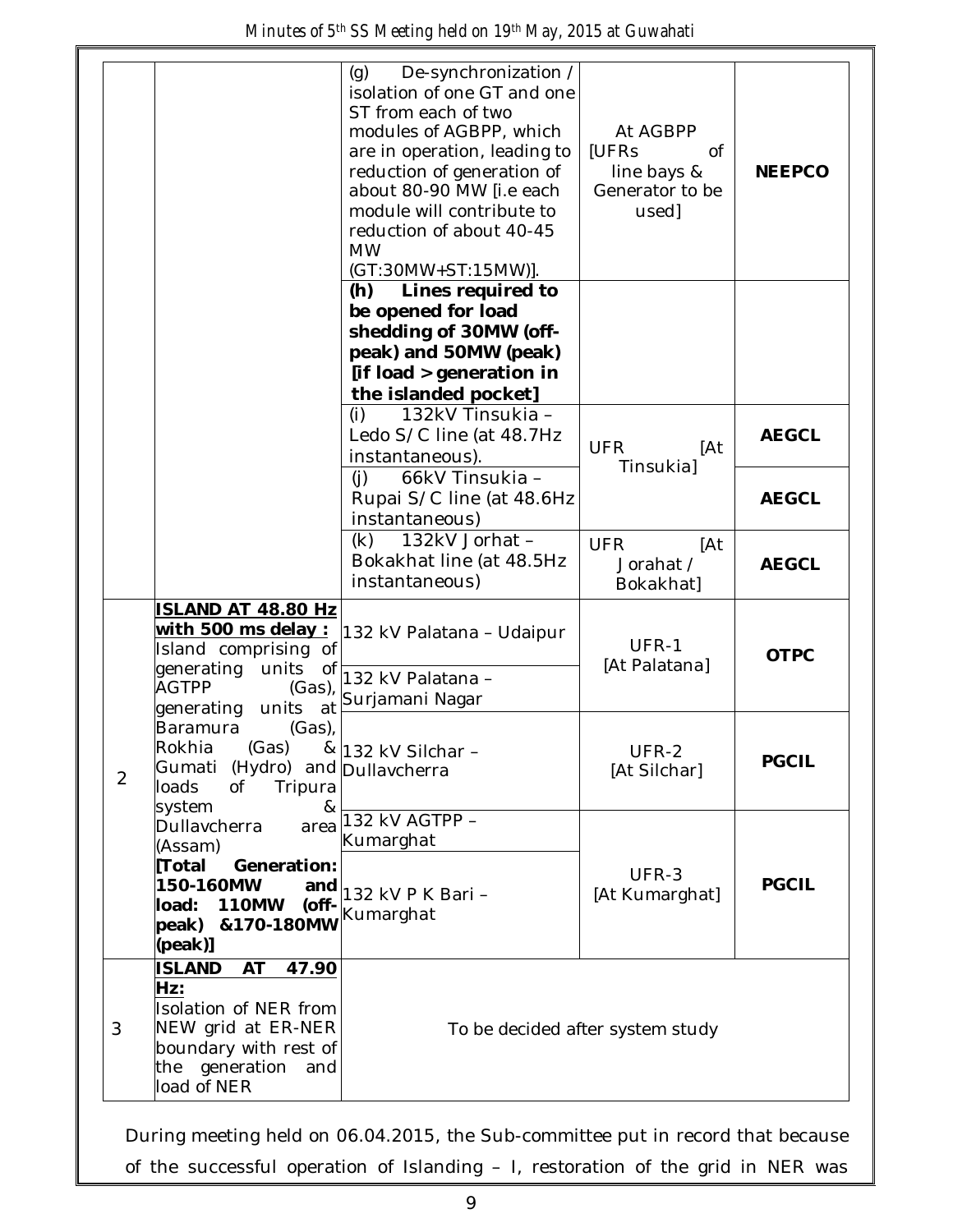| | | | | |
|---|---|---|---|---|
| | | (g) De-synchronization / isolation of one GT and one ST from each of two modules of AGBPP, which are in operation, leading to reduction of generation of about 80-90 MW [i.e each module will contribute to reduction of about 40-45 MW (GT:30MW+ST:15MW)]. | At AGBPP [UFRs of line bays & Generator to be used] | **NEEPCO** |
| | | **(h) Lines required to be opened for load shedding of 30MW (off-peak) and 50MW (peak) [if load > generation in the islanded pocket]** | | |
| | | (i) 132kV Tinsukia – Ledo S/C line (at 48.7Hz instantaneous). | UFR [At Tinsukia] | **AEGCL** |
| | | (j) 66kV Tinsukia – Rupai S/C line (at 48.6Hz instantaneous) | | **AEGCL** |
| | | (k) 132kV Jorhat – Bokakhat line (at 48.5Hz instantaneous) | UFR [At Jorahat / Bokakhat] | **AEGCL** |
| 2 | **ISLAND AT 48.80 Hz with 500 ms delay :** Island comprising of generating units of AGTPP (Gas), generating units at Baramura (Gas), Rokhia (Gas) & Gumati (Hydro) and loads of Tripura system & Dullavcherra area (Assam) **[Total Generation: 150-160MW and load: 110MW (off-peak) &170-180MW (peak)]** | 132 kV Palatana – Udaipur | UFR-1 [At Palatana] | **OTPC** |
| | | 132 kV Palatana – Surjamani Nagar | | |
| | | 132 kV Silchar – Dullavcherra | UFR-2 [At Silchar] | **PGCIL** |
| | | 132 kV AGTPP – Kumarghat | UFR-3 [At Kumarghat] | **PGCIL** |
| | | 132 kV P K Bari – Kumarghat | | |
| 3 | **ISLAND AT 47.90 Hz:** Isolation of NER from NEW grid at ER-NER boundary with rest of the generation and load of NER | To be decided after system study | | |

During meeting held on 06.04.2015, the Sub-committee put in record that because of the successful operation of Islanding – I, restoration of the grid in NER was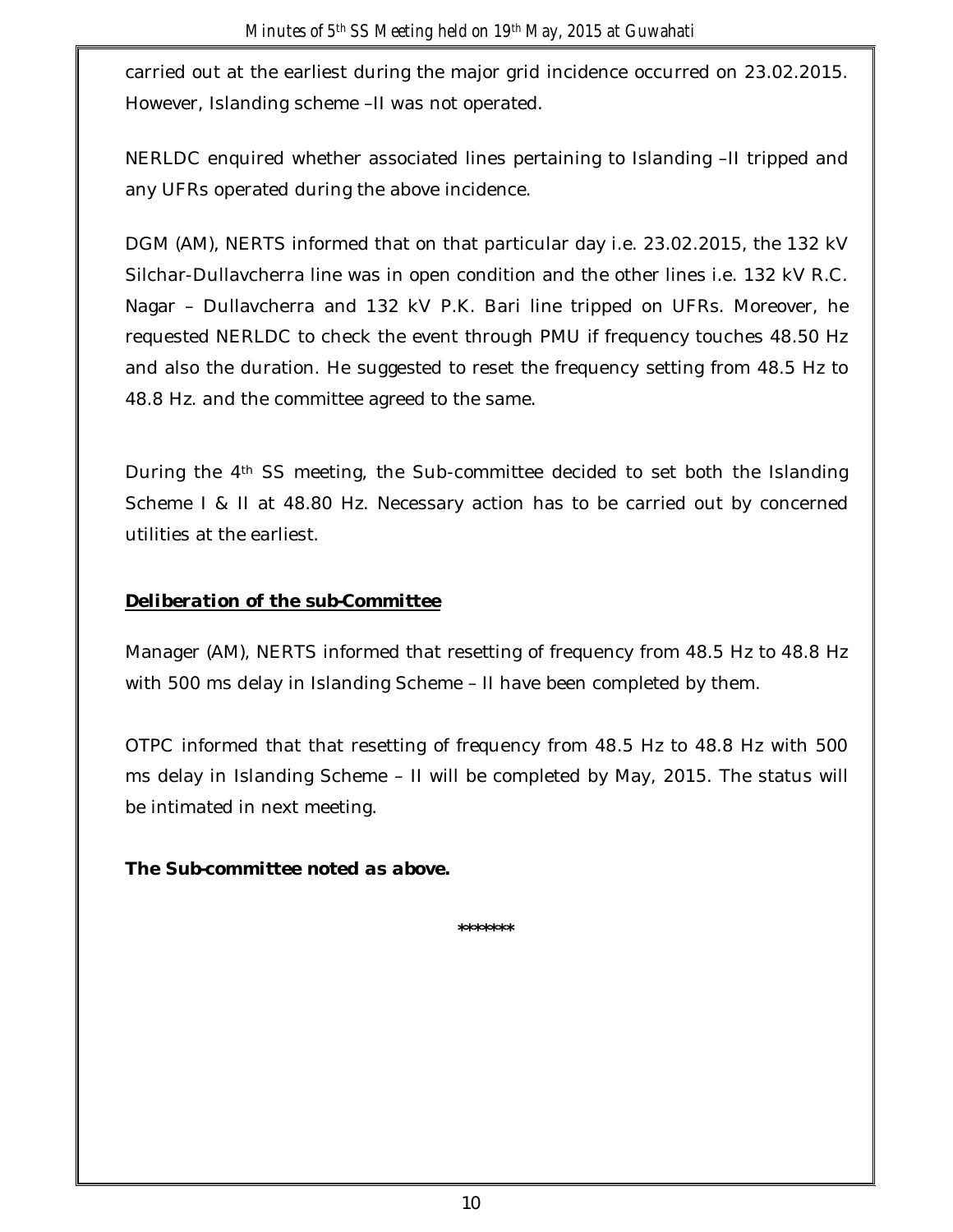carried out at the earliest during the major grid incidence occurred on 23.02.2015. However, Islanding scheme –II was not operated.

NERLDC enquired whether associated lines pertaining to Islanding –II tripped and any UFRs operated during the above incidence.

DGM (AM), NERTS informed that on that particular day i.e. 23.02.2015, the 132 kV Silchar-Dullavcherra line was in open condition and the other lines i.e. 132 kV R.C. Nagar – Dullavcherra and 132 kV P.K. Bari line tripped on UFRs. Moreover, he requested NERLDC to check the event through PMU if frequency touches 48.50 Hz and also the duration. He suggested to reset the frequency setting from 48.5 Hz to 48.8 Hz. and the committee agreed to the same.

During the 4th SS meeting, the Sub-committee decided to set both the Islanding Scheme I & II at 48.80 Hz. Necessary action has to be carried out by concerned utilities at the earliest.

***Deliberation of the sub-Committee***

Manager (AM), NERTS informed that resetting of frequency from 48.5 Hz to 48.8 Hz with 500 ms delay in Islanding Scheme – II have been completed by them.

OTPC informed that that resetting of frequency from 48.5 Hz to 48.8 Hz with 500 ms delay in Islanding Scheme – II will be completed by May, 2015. The status will be intimated in next meeting.

***The Sub-committee noted as above.***

*******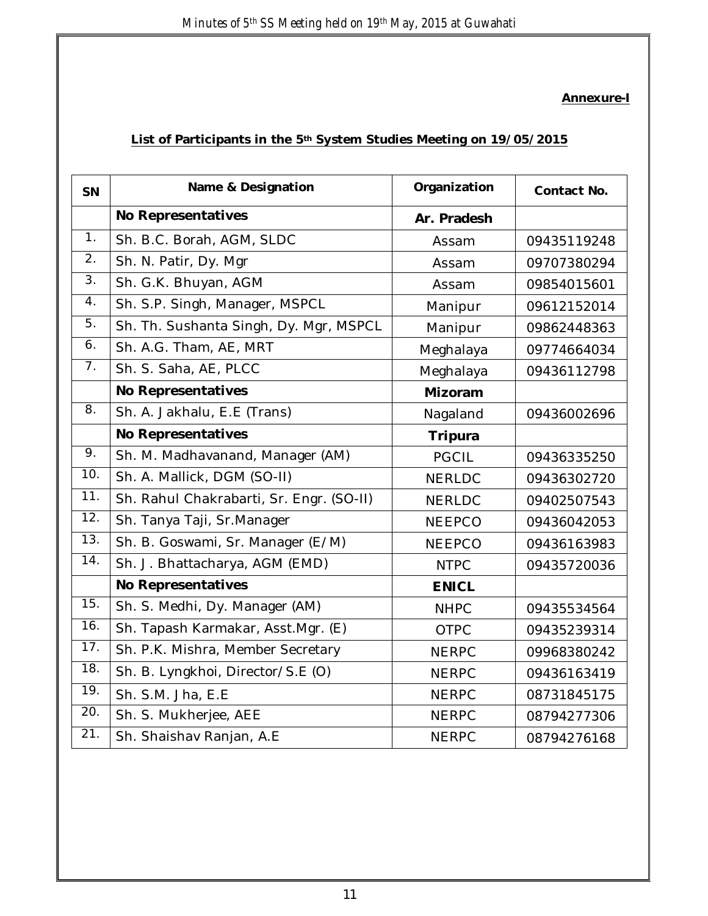**Annexure-I**

**List of Participants in the 5th System Studies Meeting on 19/05/2015**

| SN | Name & Designation | Organization | Contact No. |
|---|---|---|---|
| | **No Representatives** | **Ar. Pradesh** | |
| 1. | Sh. B.C. Borah, AGM, SLDC | Assam | 09435119248 |
| 2. | Sh. N. Patir, Dy. Mgr | Assam | 09707380294 |
| 3. | Sh. G.K. Bhuyan, AGM | Assam | 09854015601 |
| 4. | Sh. S.P. Singh, Manager, MSPCL | Manipur | 09612152014 |
| 5. | Sh. Th. Sushanta Singh, Dy. Mgr, MSPCL | Manipur | 09862448363 |
| 6. | Sh. A.G. Tham, AE, MRT | Meghalaya | 09774664034 |
| 7. | Sh. S. Saha, AE, PLCC | Meghalaya | 09436112798 |
| | **No Representatives** | **Mizoram** | |
| 8. | Sh. A. Jakhalu, E.E (Trans) | Nagaland | 09436002696 |
| | **No Representatives** | **Tripura** | |
| 9. | Sh. M. Madhavanand, Manager (AM) | PGCIL | 09436335250 |
| 10. | Sh. A. Mallick, DGM (SO-II) | NERLDC | 09436302720 |
| 11. | Sh. Rahul Chakrabarti, Sr. Engr. (SO-II) | NERLDC | 09402507543 |
| 12. | Sh. Tanya Taji, Sr.Manager | NEEPCO | 09436042053 |
| 13. | Sh. B. Goswami, Sr. Manager (E/M) | NEEPCO | 09436163983 |
| 14. | Sh. J. Bhattacharya, AGM (EMD) | NTPC | 09435720036 |
| | **No Representatives** | **ENICL** | |
| 15. | Sh. S. Medhi, Dy. Manager (AM) | NHPC | 09435534564 |
| 16. | Sh. Tapash Karmakar, Asst.Mgr. (E) | OTPC | 09435239314 |
| 17. | Sh. P.K. Mishra, Member Secretary | NERPC | 09968380242 |
| 18. | Sh. B. Lyngkhoi, Director/S.E (O) | NERPC | 09436163419 |
| 19. | Sh. S.M. Jha, E.E | NERPC | 08731845175 |
| 20. | Sh. S. Mukherjee, AEE | NERPC | 08794277306 |
| 21. | Sh. Shaishav Ranjan, A.E | NERPC | 08794276168 |